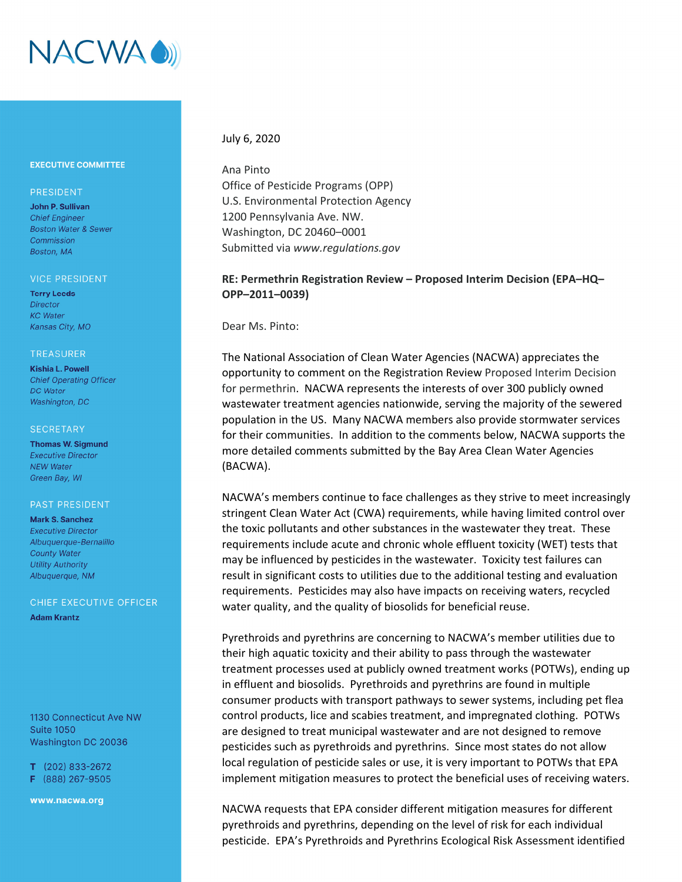NACWA

**EXECUTIVE COMMITTEE**

PRESIDENT

**John P. Sullivan**
*Chief Engineer*
*Boston Water & Sewer Commission*
*Boston, MA*

VICE PRESIDENT

**Terry Leeds**
*Director*
*KC Water*
*Kansas City, MO*

TREASURER

**Kishia L. Powell**
*Chief Operating Officer*
*DC Water*
*Washington, DC*

SECRETARY

**Thomas W. Sigmund**
*Executive Director*
*NEW Water*
*Green Bay, WI*

PAST PRESIDENT

**Mark S. Sanchez**
*Executive Director*
*Albuquerque-Bernalillo County Water Utility Authority*
*Albuquerque, NM*

CHIEF EXECUTIVE OFFICER

**Adam Krantz**

1130 Connecticut Ave NW
Suite 1050
Washington DC 20036

T (202) 833-2672
F (888) 267-9505

www.nacwa.org

July 6, 2020

Ana Pinto
Office of Pesticide Programs (OPP)
U.S. Environmental Protection Agency
1200 Pennsylvania Ave. NW.
Washington, DC 20460–0001
Submitted via *www.regulations.gov*

**RE: Permethrin Registration Review – Proposed Interim Decision (EPA–HQ–OPP–2011–0039)**

Dear Ms. Pinto:

The National Association of Clean Water Agencies (NACWA) appreciates the opportunity to comment on the Registration Review Proposed Interim Decision for permethrin. NACWA represents the interests of over 300 publicly owned wastewater treatment agencies nationwide, serving the majority of the sewered population in the US. Many NACWA members also provide stormwater services for their communities. In addition to the comments below, NACWA supports the more detailed comments submitted by the Bay Area Clean Water Agencies (BACWA).

NACWA's members continue to face challenges as they strive to meet increasingly stringent Clean Water Act (CWA) requirements, while having limited control over the toxic pollutants and other substances in the wastewater they treat. These requirements include acute and chronic whole effluent toxicity (WET) tests that may be influenced by pesticides in the wastewater. Toxicity test failures can result in significant costs to utilities due to the additional testing and evaluation requirements. Pesticides may also have impacts on receiving waters, recycled water quality, and the quality of biosolids for beneficial reuse.

Pyrethroids and pyrethrins are concerning to NACWA's member utilities due to their high aquatic toxicity and their ability to pass through the wastewater treatment processes used at publicly owned treatment works (POTWs), ending up in effluent and biosolids. Pyrethroids and pyrethrins are found in multiple consumer products with transport pathways to sewer systems, including pet flea control products, lice and scabies treatment, and impregnated clothing. POTWs are designed to treat municipal wastewater and are not designed to remove pesticides such as pyrethroids and pyrethrins. Since most states do not allow local regulation of pesticide sales or use, it is very important to POTWs that EPA implement mitigation measures to protect the beneficial uses of receiving waters.

NACWA requests that EPA consider different mitigation measures for different pyrethroids and pyrethrins, depending on the level of risk for each individual pesticide. EPA's Pyrethroids and Pyrethrins Ecological Risk Assessment identified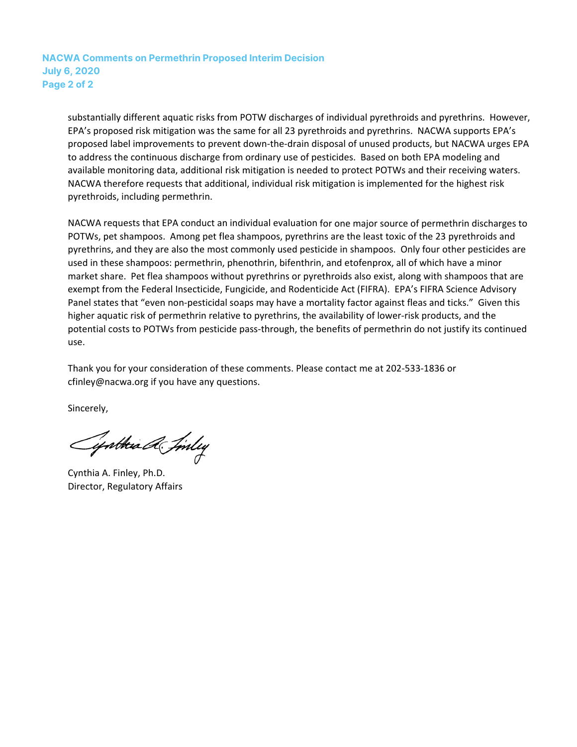substantially different aquatic risks from POTW discharges of individual pyrethroids and pyrethrins. However, EPA's proposed risk mitigation was the same for all 23 pyrethroids and pyrethrins. NACWA supports EPA's proposed label improvements to prevent down-the-drain disposal of unused products, but NACWA urges EPA to address the continuous discharge from ordinary use of pesticides. Based on both EPA modeling and available monitoring data, additional risk mitigation is needed to protect POTWs and their receiving waters. NACWA therefore requests that additional, individual risk mitigation is implemented for the highest risk pyrethroids, including permethrin.

NACWA requests that EPA conduct an individual evaluation for one major source of permethrin discharges to POTWs, pet shampoos. Among pet flea shampoos, pyrethrins are the least toxic of the 23 pyrethroids and pyrethrins, and they are also the most commonly used pesticide in shampoos. Only four other pesticides are used in these shampoos: permethrin, phenothrin, bifenthrin, and etofenprox, all of which have a minor market share. Pet flea shampoos without pyrethrins or pyrethroids also exist, along with shampoos that are exempt from the Federal Insecticide, Fungicide, and Rodenticide Act (FIFRA). EPA's FIFRA Science Advisory Panel states that "even non-pesticidal soaps may have a mortality factor against fleas and ticks." Given this higher aquatic risk of permethrin relative to pyrethrins, the availability of lower-risk products, and the potential costs to POTWs from pesticide pass-through, the benefits of permethrin do not justify its continued use.

Thank you for your consideration of these comments. Please contact me at 202-533-1836 or cfinley@nacwa.org if you have any questions.

Sincerely,

Cynthia A. Finley

Cynthia A. Finley, Ph.D.
Director, Regulatory Affairs